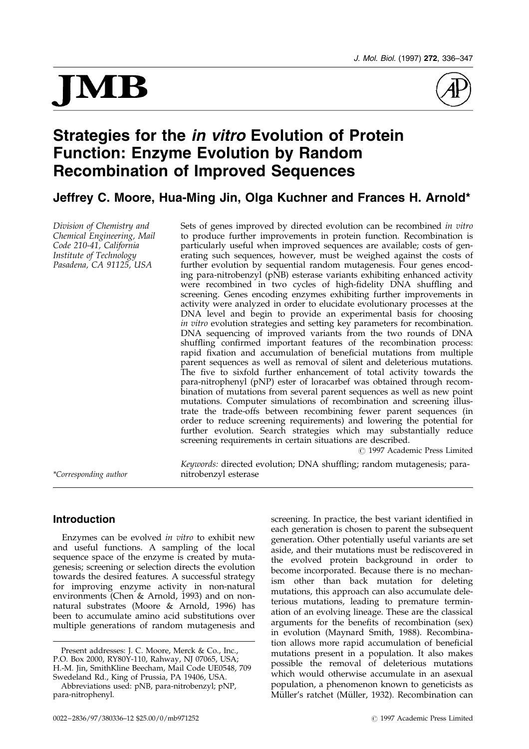# Strategies for the *in vitro* Evolution of Protein Function: Enzyme Evolution by Random Recombination of Improved Sequences

**Jeffrey C. Moore, Hua-Ming Jin, Olga Kuchner and Frances H. Arnold***

*Division of Chemistry and Chemical Engineering, Mail Code 210-41, California Institute of Technology Pasadena, CA 91125, USA*

Sets of genes improved by directed evolution can be recombined *in vitro* to produce further improvements in protein function. Recombination is particularly useful when improved sequences are available; costs of generating such sequences, however, must be weighed against the costs of further evolution by sequential random mutagenesis. Four genes encoding para-nitrobenzyl (pNB) esterase variants exhibiting enhanced activity were recombined in two cycles of high-fidelity DNA shuffling and screening. Genes encoding enzymes exhibiting further improvements in activity were analyzed in order to elucidate evolutionary processes at the DNA level and begin to provide an experimental basis for choosing *in vitro* evolution strategies and setting key parameters for recombination. DNA sequencing of improved variants from the two rounds of DNA shuffling confirmed important features of the recombination process: rapid fixation and accumulation of beneficial mutations from multiple parent sequences as well as removal of silent and deleterious mutations. The five to sixfold further enhancement of total activity towards the para-nitrophenyl (pNP) ester of loracarbef was obtained through recombination of mutations from several parent sequences as well as new point mutations. Computer simulations of recombination and screening illustrate the trade-offs between recombining fewer parent sequences (in order to reduce screening requirements) and lowering the potential for further evolution. Search strategies which may substantially reduce screening requirements in certain situations are described.

© 1997 Academic Press Limited

*Keywords:* directed evolution; DNA shuffling; random mutagenesis; para-nitrobenzyl esterase

*Corresponding author

## Introduction

Enzymes can be evolved *in vitro* to exhibit new and useful functions. A sampling of the local sequence space of the enzyme is created by mutagenesis; screening or selection directs the evolution towards the desired features. A successful strategy for improving enzyme activity in non-natural environments (Chen & Arnold, 1993) and on non-natural substrates (Moore & Arnold, 1996) has been to accumulate amino acid substitutions over multiple generations of random mutagenesis and screening. In practice, the best variant identified in each generation is chosen to parent the subsequent generation. Other potentially useful variants are set aside, and their mutations must be rediscovered in the evolved protein background in order to become incorporated. Because there is no mechanism other than back mutation for deleting mutations, this approach can also accumulate deleterious mutations, leading to premature termination of an evolving lineage. These are the classical arguments for the benefits of recombination (sex) in evolution (Maynard Smith, 1988). Recombination allows more rapid accumulation of beneficial mutations present in a population. It also makes possible the removal of deleterious mutations which would otherwise accumulate in an asexual population, a phenomenon known to geneticists as Müller's ratchet (Müller, 1932). Recombination can

Present addresses: J. C. Moore, Merck & Co., Inc., P.O. Box 2000, RY80Y-110, Rahway, NJ 07065, USA; H.-M. Jin, SmithKline Beecham, Mail Code UE0548, 709 Swedeland Rd., King of Prussia, PA 19406, USA.

Abbreviations used: pNB, para-nitrobenzyl; pNP, para-nitrophenyl.

0022–2836/97/380336–12 $25.00/0/mb971252 © 1997 Academic Press Limited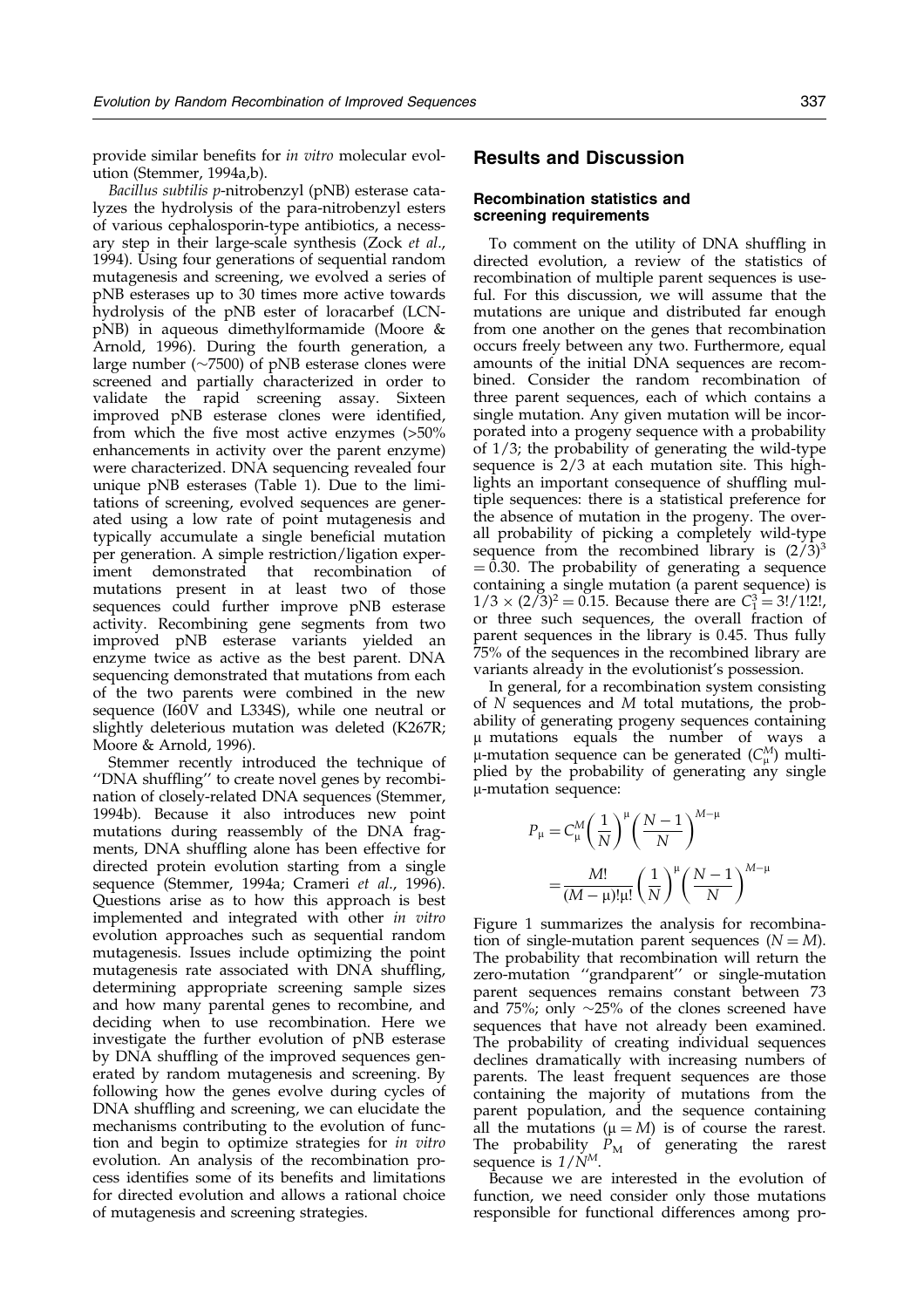provide similar benefits for *in vitro* molecular evolution (Stemmer, 1994a,b).

*Bacillus subtilis p*-nitrobenzyl (pNB) esterase catalyzes the hydrolysis of the para-nitrobenzyl esters of various cephalosporin-type antibiotics, a necessary step in their large-scale synthesis (Zock *et al*., 1994). Using four generations of sequential random mutagenesis and screening, we evolved a series of pNB esterases up to 30 times more active towards hydrolysis of the pNB ester of loracarbef (LCN-pNB) in aqueous dimethylformamide (Moore & Arnold, 1996). During the fourth generation, a large number (~7500) of pNB esterase clones were screened and partially characterized in order to validate the rapid screening assay. Sixteen improved pNB esterase clones were identified, from which the five most active enzymes (>50% enhancements in activity over the parent enzyme) were characterized. DNA sequencing revealed four unique pNB esterases (Table 1). Due to the limitations of screening, evolved sequences are generated using a low rate of point mutagenesis and typically accumulate a single beneficial mutation per generation. A simple restriction/ligation experiment demonstrated that recombination of mutations present in at least two of those sequences could further improve pNB esterase activity. Recombining gene segments from two improved pNB esterase variants yielded an enzyme twice as active as the best parent. DNA sequencing demonstrated that mutations from each of the two parents were combined in the new sequence (I60V and L334S), while one neutral or slightly deleterious mutation was deleted (K267R; Moore & Arnold, 1996).

Stemmer recently introduced the technique of ''DNA shuffling'' to create novel genes by recombination of closely-related DNA sequences (Stemmer, 1994b). Because it also introduces new point mutations during reassembly of the DNA fragments, DNA shuffling alone has been effective for directed protein evolution starting from a single sequence (Stemmer, 1994a; Crameri *et al*., 1996). Questions arise as to how this approach is best implemented and integrated with other *in vitro* evolution approaches such as sequential random mutagenesis. Issues include optimizing the point mutagenesis rate associated with DNA shuffling, determining appropriate screening sample sizes and how many parental genes to recombine, and deciding when to use recombination. Here we investigate the further evolution of pNB esterase by DNA shuffling of the improved sequences generated by random mutagenesis and screening. By following how the genes evolve during cycles of DNA shuffling and screening, we can elucidate the mechanisms contributing to the evolution of function and begin to optimize strategies for *in vitro* evolution. An analysis of the recombination process identifies some of its benefits and limitations for directed evolution and allows a rational choice of mutagenesis and screening strategies.

## Results and Discussion

### Recombination statistics and screening requirements

To comment on the utility of DNA shuffling in directed evolution, a review of the statistics of recombination of multiple parent sequences is useful. For this discussion, we will assume that the mutations are unique and distributed far enough from one another on the genes that recombination occurs freely between any two. Furthermore, equal amounts of the initial DNA sequences are recombined. Consider the random recombination of three parent sequences, each of which contains a single mutation. Any given mutation will be incorporated into a progeny sequence with a probability of 1/3; the probability of generating the wild-type sequence is 2/3 at each mutation site. This highlights an important consequence of shuffling multiple sequences: there is a statistical preference for the absence of mutation in the progeny. The overall probability of picking a completely wild-type sequence from the recombined library is $(2/3)^3 = 0.30$. The probability of generating a sequence containing a single mutation (a parent sequence) is $1/3 \times (2/3)^2 = 0.15$. Because there are $C_1^3 = 3!/1!2!$, or three such sequences, the overall fraction of parent sequences in the library is 0.45. Thus fully 75% of the sequences in the recombined library are variants already in the evolutionist's possession.

In general, for a recombination system consisting of $N$ sequences and $M$ total mutations, the probability of generating progeny sequences containing $\mu$ mutations equals the number of ways a $\mu$-mutation sequence can be generated ($C_\mu^M$) multiplied by the probability of generating any single $\mu$-mutation sequence:

$$P_\mu = C_\mu^M \left(\frac{1}{N}\right)^\mu \left(\frac{N-1}{N}\right)^{M-\mu}$$

$$= \frac{M!}{(M-\mu)!\mu!} \left(\frac{1}{N}\right)^\mu \left(\frac{N-1}{N}\right)^{M-\mu}$$

Figure 1 summarizes the analysis for recombination of single-mutation parent sequences ($N = M$). The probability that recombination will return the zero-mutation ''grandparent'' or single-mutation parent sequences remains constant between 73 and 75%; only ~25% of the clones screened have sequences that have not already been examined. The probability of creating individual sequences declines dramatically with increasing numbers of parents. The least frequent sequences are those containing the majority of mutations from the parent population, and the sequence containing all the mutations ($\mu = M$) is of course the rarest. The probability $P_M$ of generating the rarest sequence is $1/N^M$.

Because we are interested in the evolution of function, we need consider only those mutations responsible for functional differences among pro-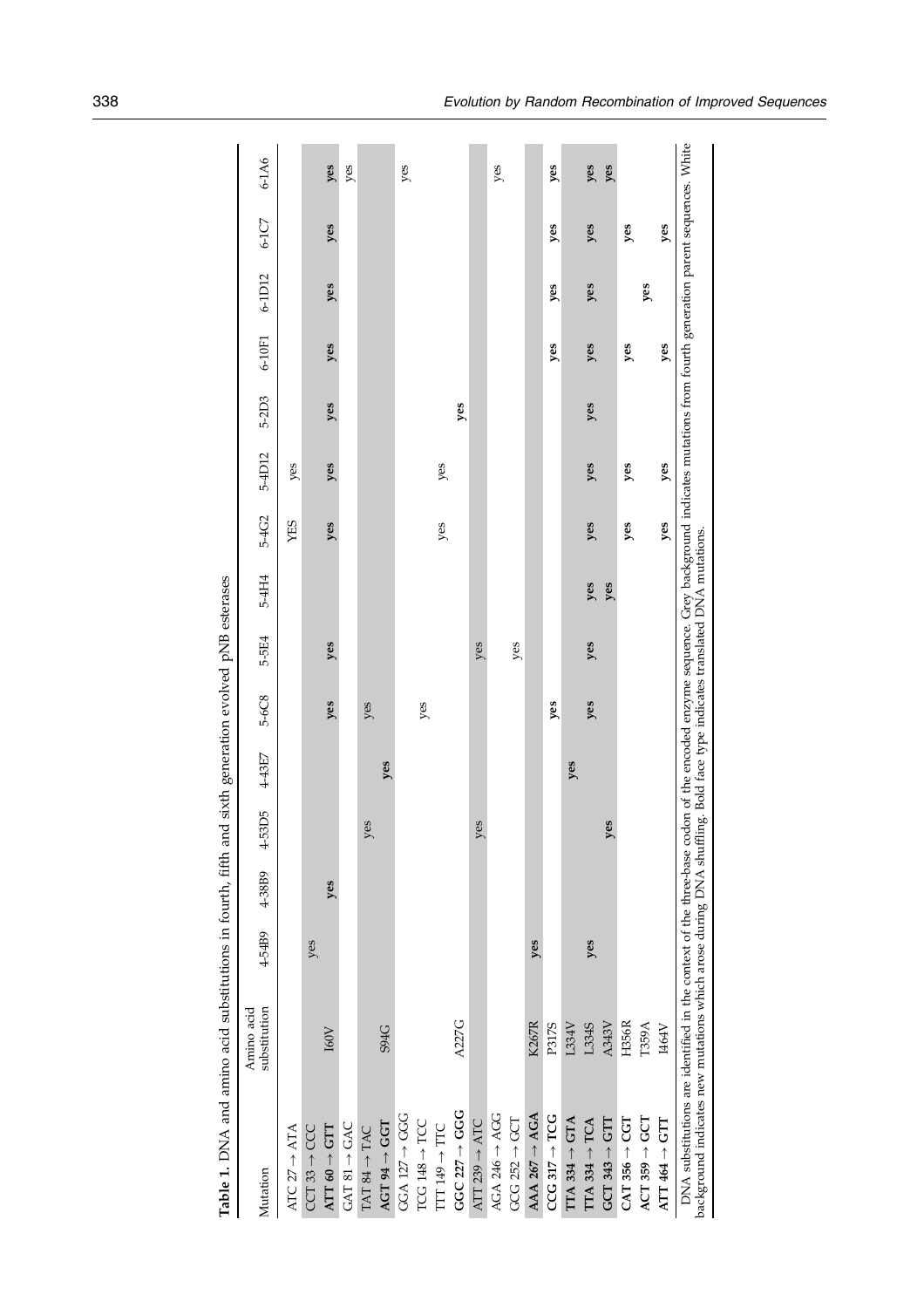**Table 1.** DNA and amino acid substitutions in fourth, fifth and sixth generation evolved pNB esterases

| Mutation | Amino acid substitution | 4-54B9 | 4-38B9 | 4-53D5 | 4-43E7 | 5-6C8 | 5-5E4 | 5-4H4 | 5-4G2 | 5-4D12 | 5-2D3 | 6-10F1 | 6-1D12 | 6-1C7 | 6-1A6 |
|---|---|---|---|---|---|---|---|---|---|---|---|---|---|---|---|
| ATC 27 → ATA | | | | | | | | | YES | yes | | | | | |
| CCT 33 → CCC | | yes | | | | | | | | | | | | | |
| **ATT 60 → GTT** | I60V | | **yes** | | | **yes** | **yes** | | **yes** | **yes** | **yes** | **yes** | **yes** | **yes** | **yes** |
| GAT 81 → GAC | | | | | | | | | | | | | | | yes |
| TAT 84 → TAC | | | | yes | | yes | | | | | | | | | |
| **AGT 94 → GGT** | S94G | | | | **yes** | | | | | | | | | | |
| GGA 127 → GGG | | | | | | | | | | | | | | | yes |
| TCG 148 → TCC | | | | | | yes | | | | | | | | | |
| TTT 149 → TTC | | | | | | | | | yes | yes | | | | | |
| **GGC 227 → GGG** | A227G | | | | | | | | | | **yes** | | | | |
| ATT 239 → ATC | | | | yes | | | yes | | | | | | | | |
| AGA 246 → AGG | | | | | | | | | | | | | | | yes |
| GCG 252 → GCT | | | | | | | yes | | | | | | | | |
| **AAA 267 → AGA** | K267R | **yes** | | | | | | | | | | | | | |
| **CCG 317 → TCG** | P317S | | | | | **yes** | | | | | | **yes** | **yes** | **yes** | **yes** |
| **TTA 334 → GTA** | L334V | | | | **yes** | | | | | | | | | | |
| **TTA 334 → TCA** | L334S | **yes** | | | | **yes** | **yes** | **yes** | **yes** | **yes** | **yes** | **yes** | **yes** | **yes** | **yes** |
| **GCT 343 → GTT** | A343V | | | **yes** | | | | **yes** | | | | | | | **yes** |
| **CAT 356 → CGT** | H356R | | | | | | | | **yes** | **yes** | | **yes** | | **yes** | |
| **ACT 359 → GCT** | T359A | | | | | | | | | | | | **yes** | | |
| **ATT 464 → GTT** | I464V | | | | | | | | **yes** | **yes** | | **yes** | | **yes** | |

DNA substitutions are identified in the context of the three-base codon of the encoded enzyme sequence. Grey background indicates mutations from fourth generation parent sequences. White background indicates new mutations which arose during DNA shuffling. Bold face type indicates translated DNA mutations.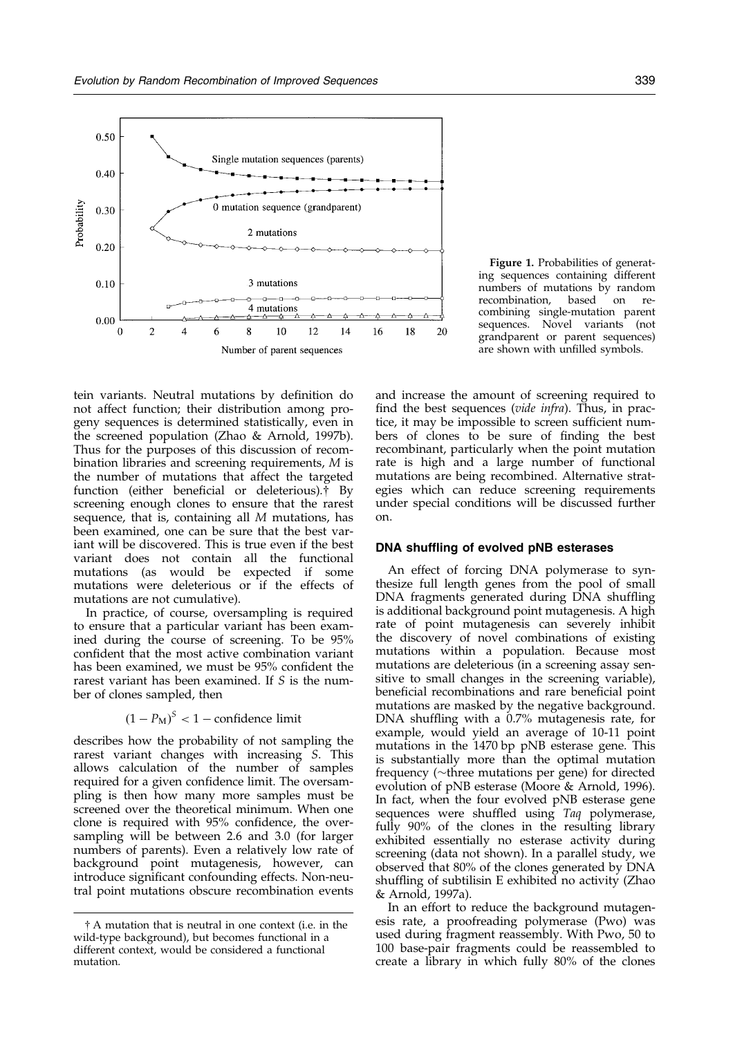Figure 1. Probabilities of generating sequences containing different numbers of mutations by random recombination, based on recombining single-mutation parent sequences. Novel variants (not grandparent or parent sequences) are shown with unfilled symbols.

tein variants. Neutral mutations by definition do not affect function; their distribution among progeny sequences is determined statistically, even in the screened population (Zhao & Arnold, 1997b). Thus for the purposes of this discussion of recombination libraries and screening requirements, $M$ is the number of mutations that affect the targeted function (either beneficial or deleterious).† By screening enough clones to ensure that the rarest sequence, that is, containing all $M$ mutations, has been examined, one can be sure that the best variant will be discovered. This is true even if the best variant does not contain all the functional mutations (as would be expected if some mutations were deleterious or if the effects of mutations are not cumulative).

In practice, of course, oversampling is required to ensure that a particular variant has been examined during the course of screening. To be 95% confident that the most active combination variant has been examined, we must be 95% confident the rarest variant has been examined. If $S$ is the number of clones sampled, then

$$(1 - P_M)^S < 1 - \text{confidence limit}$$

describes how the probability of not sampling the rarest variant changes with increasing $S$. This allows calculation of the number of samples required for a given confidence limit. The oversampling is then how many more samples must be screened over the theoretical minimum. When one clone is required with 95% confidence, the oversampling will be between 2.6 and 3.0 (for larger numbers of parents). Even a relatively low rate of background point mutagenesis, however, can introduce significant confounding effects. Non-neutral point mutations obscure recombination events and increase the amount of screening required to find the best sequences (*vide infra*). Thus, in practice, it may be impossible to screen sufficient numbers of clones to be sure of finding the best recombinant, particularly when the point mutation rate is high and a large number of functional mutations are being recombined. Alternative strategies which can reduce screening requirements under special conditions will be discussed further on.

† A mutation that is neutral in one context (i.e. in the wild-type background), but becomes functional in a different context, would be considered a functional mutation.

### DNA shuffling of evolved pNB esterases

An effect of forcing DNA polymerase to synthesize full length genes from the pool of small DNA fragments generated during DNA shuffling is additional background point mutagenesis. A high rate of point mutagenesis can severely inhibit the discovery of novel combinations of existing mutations within a population. Because most mutations are deleterious (in a screening assay sensitive to small changes in the screening variable), beneficial recombinations and rare beneficial point mutations are masked by the negative background. DNA shuffling with a 0.7% mutagenesis rate, for example, would yield an average of 10-11 point mutations in the 1470 bp pNB esterase gene. This is substantially more than the optimal mutation frequency (~three mutations per gene) for directed evolution of pNB esterase (Moore & Arnold, 1996). In fact, when the four evolved pNB esterase gene sequences were shuffled using *Taq* polymerase, fully 90% of the clones in the resulting library exhibited essentially no esterase activity during screening (data not shown). In a parallel study, we observed that 80% of the clones generated by DNA shuffling of subtilisin E exhibited no activity (Zhao & Arnold, 1997a).

In an effort to reduce the background mutagenesis rate, a proofreading polymerase (Pwo) was used during fragment reassembly. With Pwo, 50 to 100 base-pair fragments could be reassembled to create a library in which fully 80% of the clones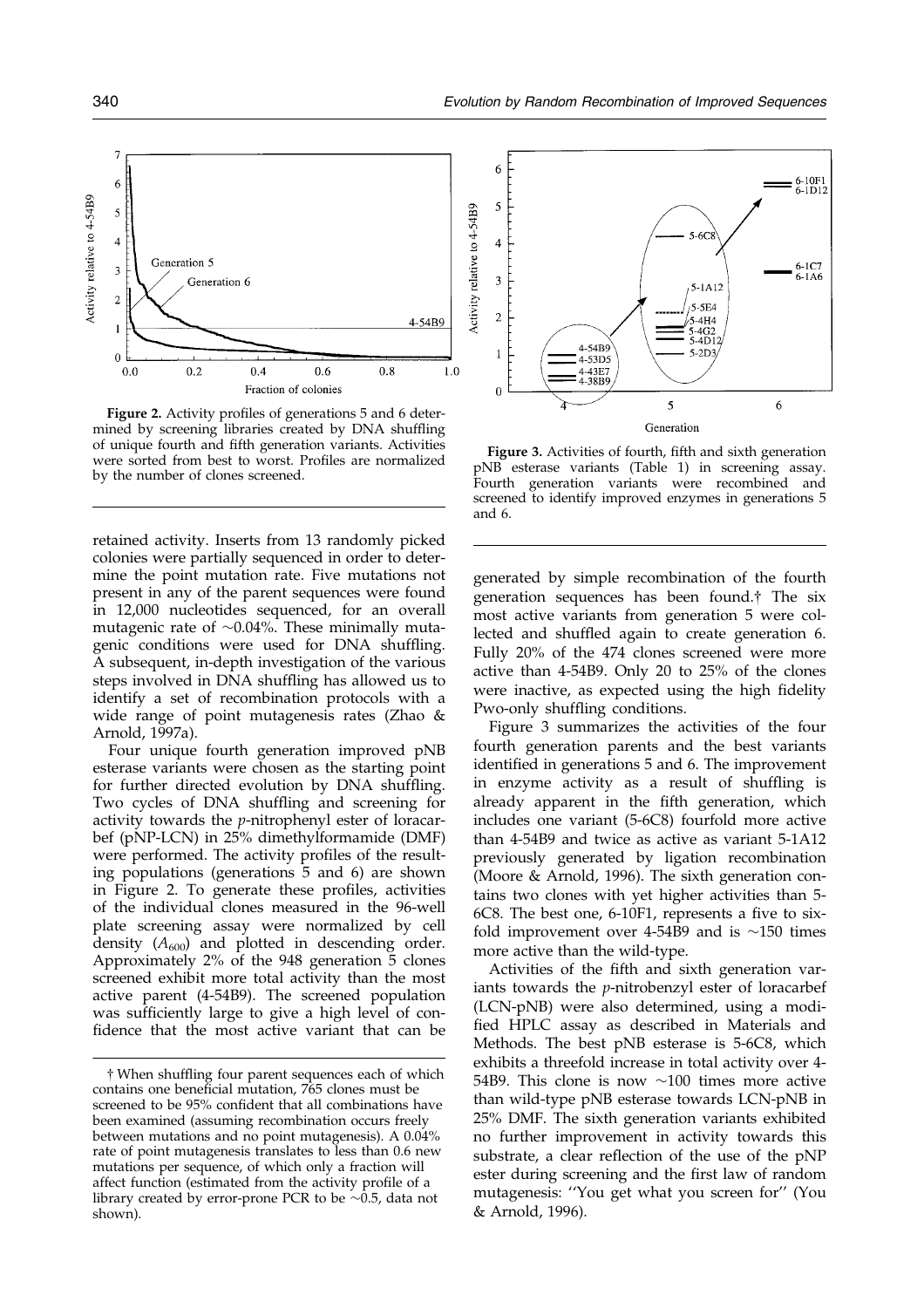**Figure 2.** Activity profiles of generations 5 and 6 determined by screening libraries created by DNA shuffling of unique fourth and fifth generation variants. Activities were sorted from best to worst. Profiles are normalized by the number of clones screened.

**Figure 3.** Activities of fourth, fifth and sixth generation pNB esterase variants (Table 1) in screening assay. Fourth generation variants were recombined and screened to identify improved enzymes in generations 5 and 6.

retained activity. Inserts from 13 randomly picked colonies were partially sequenced in order to determine the point mutation rate. Five mutations not present in any of the parent sequences were found in 12,000 nucleotides sequenced, for an overall mutagenic rate of ~0.04%. These minimally mutagenic conditions were used for DNA shuffling. A subsequent, in-depth investigation of the various steps involved in DNA shuffling has allowed us to identify a set of recombination protocols with a wide range of point mutagenesis rates (Zhao & Arnold, 1997a).

Four unique fourth generation improved pNB esterase variants were chosen as the starting point for further directed evolution by DNA shuffling. Two cycles of DNA shuffling and screening for activity towards the *p*-nitrophenyl ester of loracarbef (pNP-LCN) in 25% dimethylformamide (DMF) were performed. The activity profiles of the resulting populations (generations 5 and 6) are shown in Figure 2. To generate these profiles, activities of the individual clones measured in the 96-well plate screening assay were normalized by cell density ($A_{600}$) and plotted in descending order. Approximately 2% of the 948 generation 5 clones screened exhibit more total activity than the most active parent (4-54B9). The screened population was sufficiently large to give a high level of confidence that the most active variant that can be generated by simple recombination of the fourth generation sequences has been found.† The six most active variants from generation 5 were collected and shuffled again to create generation 6. Fully 20% of the 474 clones screened were more active than 4-54B9. Only 20 to 25% of the clones were inactive, as expected using the high fidelity Pwo-only shuffling conditions.

Figure 3 summarizes the activities of the four fourth generation parents and the best variants identified in generations 5 and 6. The improvement in enzyme activity as a result of shuffling is already apparent in the fifth generation, which includes one variant (5-6C8) fourfold more active than 4-54B9 and twice as active as variant 5-1A12 previously generated by ligation recombination (Moore & Arnold, 1996). The sixth generation contains two clones with yet higher activities than 5-6C8. The best one, 6-10F1, represents a five to sixfold improvement over 4-54B9 and is ~150 times more active than the wild-type.

Activities of the fifth and sixth generation variants towards the *p*-nitrobenzyl ester of loracarbef (LCN-pNB) were also determined, using a modified HPLC assay as described in Materials and Methods. The best pNB esterase is 5-6C8, which exhibits a threefold increase in total activity over 4-54B9. This clone is now ~100 times more active than wild-type pNB esterase towards LCN-pNB in 25% DMF. The sixth generation variants exhibited no further improvement in activity towards this substrate, a clear reflection of the use of the pNP ester during screening and the first law of random mutagenesis: "You get what you screen for" (You & Arnold, 1996).

† When shuffling four parent sequences each of which contains one beneficial mutation, 765 clones must be screened to be 95% confident that all combinations have been examined (assuming recombination occurs freely between mutations and no point mutagenesis). A 0.04% rate of point mutagenesis translates to less than 0.6 new mutations per sequence, of which only a fraction will affect function (estimated from the activity profile of a library created by error-prone PCR to be ~0.5, data not shown).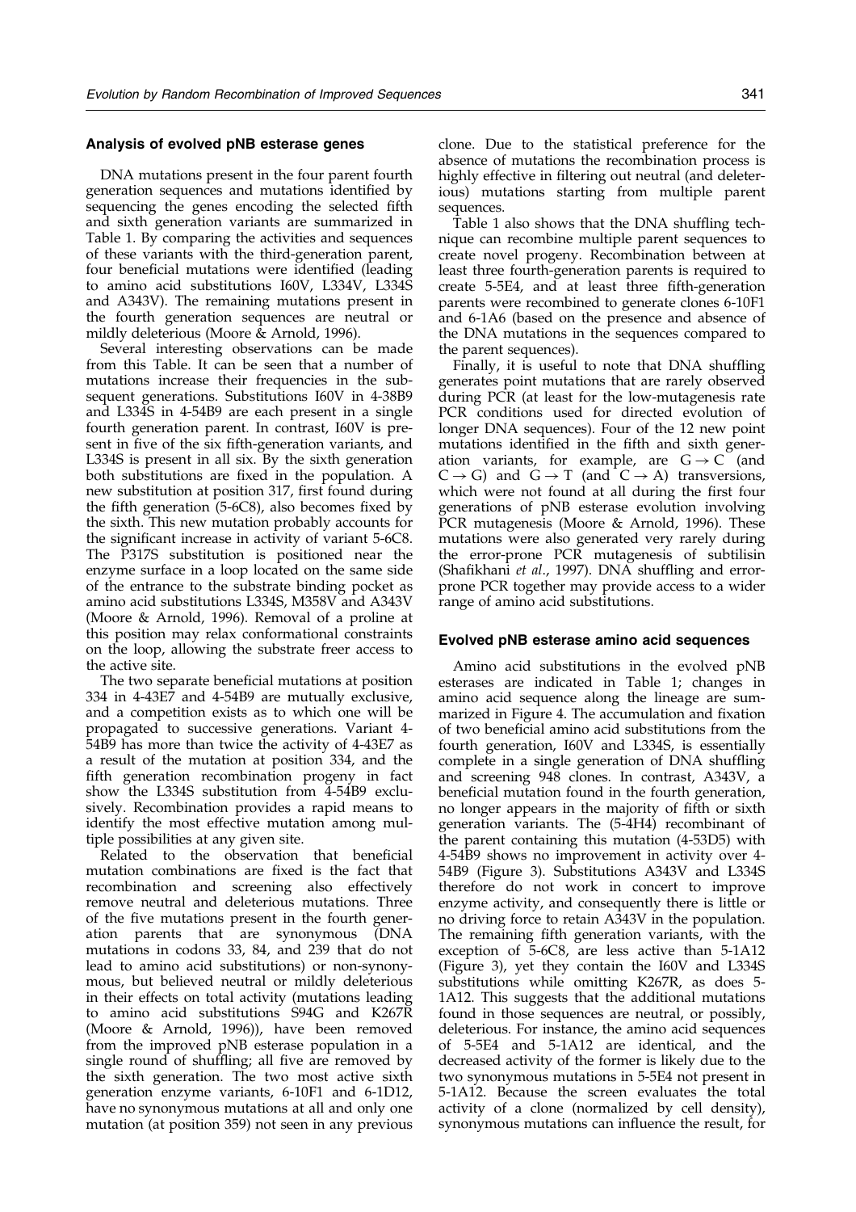### Analysis of evolved pNB esterase genes

DNA mutations present in the four parent fourth generation sequences and mutations identified by sequencing the genes encoding the selected fifth and sixth generation variants are summarized in Table 1. By comparing the activities and sequences of these variants with the third-generation parent, four beneficial mutations were identified (leading to amino acid substitutions I60V, L334V, L334S and A343V). The remaining mutations present in the fourth generation sequences are neutral or mildly deleterious (Moore & Arnold, 1996).

Several interesting observations can be made from this Table. It can be seen that a number of mutations increase their frequencies in the subsequent generations. Substitutions I60V in 4-38B9 and L334S in 4-54B9 are each present in a single fourth generation parent. In contrast, I60V is present in five of the six fifth-generation variants, and L334S is present in all six. By the sixth generation both substitutions are fixed in the population. A new substitution at position 317, first found during the fifth generation (5-6C8), also becomes fixed by the sixth. This new mutation probably accounts for the significant increase in activity of variant 5-6C8. The P317S substitution is positioned near the enzyme surface in a loop located on the same side of the entrance to the substrate binding pocket as amino acid substitutions L334S, M358V and A343V (Moore & Arnold, 1996). Removal of a proline at this position may relax conformational constraints on the loop, allowing the substrate freer access to the active site.

The two separate beneficial mutations at position 334 in 4-43E7 and 4-54B9 are mutually exclusive, and a competition exists as to which one will be propagated to successive generations. Variant 4-54B9 has more than twice the activity of 4-43E7 as a result of the mutation at position 334, and the fifth generation recombination progeny in fact show the L334S substitution from 4-54B9 exclusively. Recombination provides a rapid means to identify the most effective mutation among multiple possibilities at any given site.

Related to the observation that beneficial mutation combinations are fixed is the fact that recombination and screening also effectively remove neutral and deleterious mutations. Three of the five mutations present in the fourth generation parents that are synonymous (DNA mutations in codons 33, 84, and 239 that do not lead to amino acid substitutions) or non-synonymous, but believed neutral or mildly deleterious in their effects on total activity (mutations leading to amino acid substitutions S94G and K267R (Moore & Arnold, 1996)), have been removed from the improved pNB esterase population in a single round of shuffling; all five are removed by the sixth generation. The two most active sixth generation enzyme variants, 6-10F1 and 6-1D12, have no synonymous mutations at all and only one mutation (at position 359) not seen in any previous clone. Due to the statistical preference for the absence of mutations the recombination process is highly effective in filtering out neutral (and deleterious) mutations starting from multiple parent sequences.

Table 1 also shows that the DNA shuffling technique can recombine multiple parent sequences to create novel progeny. Recombination between at least three fourth-generation parents is required to create 5-5E4, and at least three fifth-generation parents were recombined to generate clones 6-10F1 and 6-1A6 (based on the presence and absence of the DNA mutations in the sequences compared to the parent sequences).

Finally, it is useful to note that DNA shuffling generates point mutations that are rarely observed during PCR (at least for the low-mutagenesis rate PCR conditions used for directed evolution of longer DNA sequences). Four of the 12 new point mutations identified in the fifth and sixth generation variants, for example, are $G \rightarrow C$ (and $C \rightarrow G$) and $G \rightarrow T$ (and $C \rightarrow A$) transversions, which were not found at all during the first four generations of pNB esterase evolution involving PCR mutagenesis (Moore & Arnold, 1996). These mutations were also generated very rarely during the error-prone PCR mutagenesis of subtilisin (Shafikhani *et al*., 1997). DNA shuffling and error-prone PCR together may provide access to a wider range of amino acid substitutions.

### Evolved pNB esterase amino acid sequences

Amino acid substitutions in the evolved pNB esterases are indicated in Table 1; changes in amino acid sequence along the lineage are summarized in Figure 4. The accumulation and fixation of two beneficial amino acid substitutions from the fourth generation, I60V and L334S, is essentially complete in a single generation of DNA shuffling and screening 948 clones. In contrast, A343V, a beneficial mutation found in the fourth generation, no longer appears in the majority of fifth or sixth generation variants. The (5-4H4) recombinant of the parent containing this mutation (4-53D5) with 4-54B9 shows no improvement in activity over 4-54B9 (Figure 3). Substitutions A343V and L334S therefore do not work in concert to improve enzyme activity, and consequently there is little or no driving force to retain A343V in the population. The remaining fifth generation variants, with the exception of 5-6C8, are less active than 5-1A12 (Figure 3), yet they contain the I60V and L334S substitutions while omitting K267R, as does 5-1A12. This suggests that the additional mutations found in those sequences are neutral, or possibly, deleterious. For instance, the amino acid sequences of 5-5E4 and 5-1A12 are identical, and the decreased activity of the former is likely due to the two synonymous mutations in 5-5E4 not present in 5-1A12. Because the screen evaluates the total activity of a clone (normalized by cell density), synonymous mutations can influence the result, for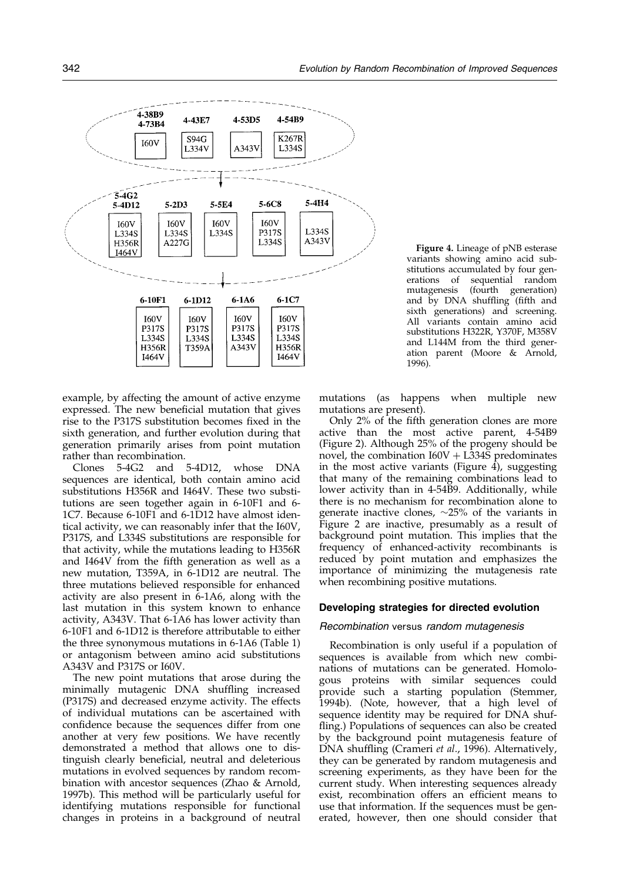**Figure 4.** Lineage of pNB esterase variants showing amino acid substitutions accumulated by four generations of sequential random mutagenesis (fourth generation) and by DNA shuffling (fifth and sixth generations) and screening. All variants contain amino acid substitutions H322R, Y370F, M358V and L144M from the third generation parent (Moore & Arnold, 1996).

example, by affecting the amount of active enzyme expressed. The new beneficial mutation that gives rise to the P317S substitution becomes fixed in the sixth generation, and further evolution during that generation primarily arises from point mutation rather than recombination.

Clones 5-4G2 and 5-4D12, whose DNA sequences are identical, both contain amino acid substitutions H356R and I464V. These two substitutions are seen together again in 6-10F1 and 6-1C7. Because 6-10F1 and 6-1D12 have almost identical activity, we can reasonably infer that the I60V, P317S, and L334S substitutions are responsible for that activity, while the mutations leading to H356R and I464V from the fifth generation as well as a new mutation, T359A, in 6-1D12 are neutral. The three mutations believed responsible for enhanced activity are also present in 6-1A6, along with the last mutation in this system known to enhance activity, A343V. That 6-1A6 has lower activity than 6-10F1 and 6-1D12 is therefore attributable to either the three synonymous mutations in 6-1A6 (Table 1) or antagonism between amino acid substitutions A343V and P317S or I60V.

The new point mutations that arose during the minimally mutagenic DNA shuffling increased (P317S) and decreased enzyme activity. The effects of individual mutations can be ascertained with confidence because the sequences differ from one another at very few positions. We have recently demonstrated a method that allows one to distinguish clearly beneficial, neutral and deleterious mutations in evolved sequences by random recombination with ancestor sequences (Zhao & Arnold, 1997b). This method will be particularly useful for identifying mutations responsible for functional changes in proteins in a background of neutral mutations (as happens when multiple new mutations are present).

Only 2% of the fifth generation clones are more active than the most active parent, 4-54B9 (Figure 2). Although 25% of the progeny should be novel, the combination I60V + L334S predominates in the most active variants (Figure 4), suggesting that many of the remaining combinations lead to lower activity than in 4-54B9. Additionally, while there is no mechanism for recombination alone to generate inactive clones, ~25% of the variants in Figure 2 are inactive, presumably as a result of background point mutation. This implies that the frequency of enhanced-activity recombinants is reduced by point mutation and emphasizes the importance of minimizing the mutagenesis rate when recombining positive mutations.

## Developing strategies for directed evolution

### *Recombination* versus *random mutagenesis*

Recombination is only useful if a population of sequences is available from which new combinations of mutations can be generated. Homologous proteins with similar sequences could provide such a starting population (Stemmer, 1994b). (Note, however, that a high level of sequence identity may be required for DNA shuffling.) Populations of sequences can also be created by the background point mutagenesis feature of DNA shuffling (Crameri *et al*., 1996). Alternatively, they can be generated by random mutagenesis and screening experiments, as they have been for the current study. When interesting sequences already exist, recombination offers an efficient means to use that information. If the sequences must be generated, however, then one should consider that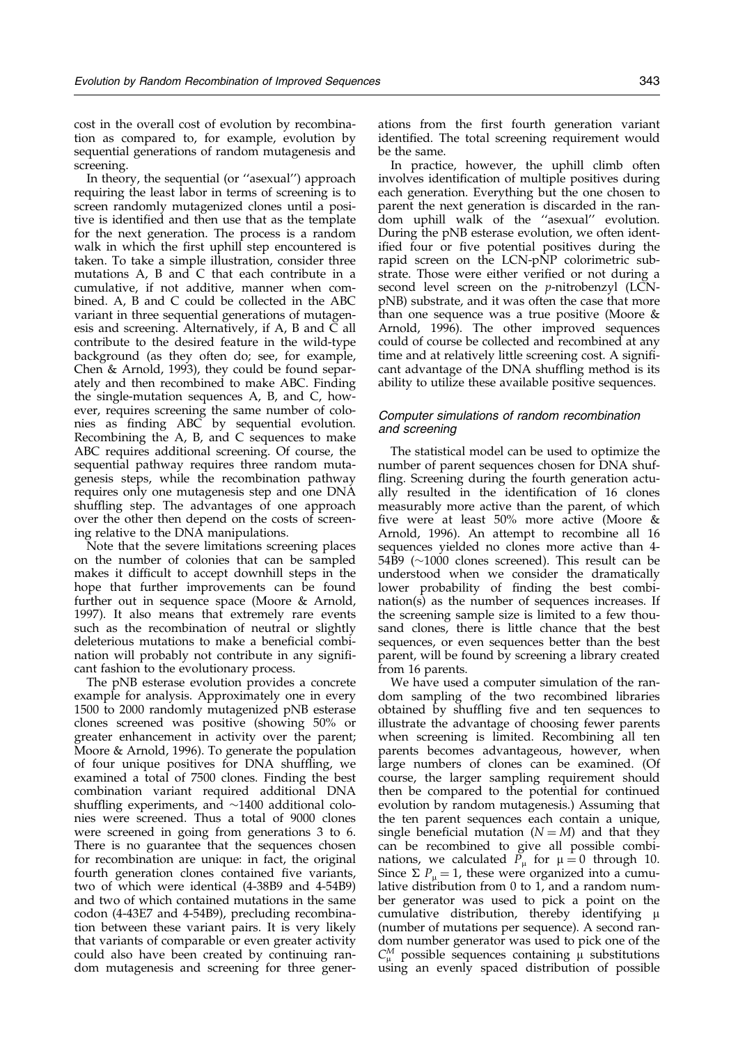cost in the overall cost of evolution by recombination as compared to, for example, evolution by sequential generations of random mutagenesis and screening.

In theory, the sequential (or "asexual") approach requiring the least labor in terms of screening is to screen randomly mutagenized clones until a positive is identified and then use that as the template for the next generation. The process is a random walk in which the first uphill step encountered is taken. To take a simple illustration, consider three mutations A, B and C that each contribute in a cumulative, if not additive, manner when combined. A, B and C could be collected in the ABC variant in three sequential generations of mutagenesis and screening. Alternatively, if A, B and C all contribute to the desired feature in the wild-type background (as they often do; see, for example, Chen & Arnold, 1993), they could be found separately and then recombined to make ABC. Finding the single-mutation sequences A, B, and C, however, requires screening the same number of colonies as finding ABC by sequential evolution. Recombining the A, B, and C sequences to make ABC requires additional screening. Of course, the sequential pathway requires three random mutagenesis steps, while the recombination pathway requires only one mutagenesis step and one DNA shuffling step. The advantages of one approach over the other then depend on the costs of screening relative to the DNA manipulations.

Note that the severe limitations screening places on the number of colonies that can be sampled makes it difficult to accept downhill steps in the hope that further improvements can be found further out in sequence space (Moore & Arnold, 1997). It also means that extremely rare events such as the recombination of neutral or slightly deleterious mutations to make a beneficial combination will probably not contribute in any significant fashion to the evolutionary process.

The pNB esterase evolution provides a concrete example for analysis. Approximately one in every 1500 to 2000 randomly mutagenized pNB esterase clones screened was positive (showing 50% or greater enhancement in activity over the parent; Moore & Arnold, 1996). To generate the population of four unique positives for DNA shuffling, we examined a total of 7500 clones. Finding the best combination variant required additional DNA shuffling experiments, and ~1400 additional colonies were screened. Thus a total of 9000 clones were screened in going from generations 3 to 6. There is no guarantee that the sequences chosen for recombination are unique: in fact, the original fourth generation clones contained five variants, two of which were identical (4-38B9 and 4-54B9) and two of which contained mutations in the same codon (4-43E7 and 4-54B9), precluding recombination between these variant pairs. It is very likely that variants of comparable or even greater activity could also have been created by continuing random mutagenesis and screening for three generations from the first fourth generation variant identified. The total screening requirement would be the same.

In practice, however, the uphill climb often involves identification of multiple positives during each generation. Everything but the one chosen to parent the next generation is discarded in the random uphill walk of the "asexual" evolution. During the pNB esterase evolution, we often identified four or five potential positives during the rapid screen on the LCN-pNP colorimetric substrate. Those were either verified or not during a second level screen on the *p*-nitrobenzyl (LCN-pNB) substrate, and it was often the case that more than one sequence was a true positive (Moore & Arnold, 1996). The other improved sequences could of course be collected and recombined at any time and at relatively little screening cost. A significant advantage of the DNA shuffling method is its ability to utilize these available positive sequences.

### *Computer simulations of random recombination and screening*

The statistical model can be used to optimize the number of parent sequences chosen for DNA shuffling. Screening during the fourth generation actually resulted in the identification of 16 clones measurably more active than the parent, of which five were at least 50% more active (Moore & Arnold, 1996). An attempt to recombine all 16 sequences yielded no clones more active than 4-54B9 (~1000 clones screened). This result can be understood when we consider the dramatically lower probability of finding the best combination(s) as the number of sequences increases. If the screening sample size is limited to a few thousand clones, there is little chance that the best sequences, or even sequences better than the best parent, will be found by screening a library created from 16 parents.

We have used a computer simulation of the random sampling of the two recombined libraries obtained by shuffling five and ten sequences to illustrate the advantage of choosing fewer parents when screening is limited. Recombining all ten parents becomes advantageous, however, when large numbers of clones can be examined. (Of course, the larger sampling requirement should then be compared to the potential for continued evolution by random mutagenesis.) Assuming that the ten parent sequences each contain a unique, single beneficial mutation ($N = M$) and that they can be recombined to give all possible combinations, we calculated $P_\mu$ for $\mu = 0$ through 10. Since $\Sigma\, P_\mu = 1$, these were organized into a cumulative distribution from 0 to 1, and a random number generator was used to pick a point on the cumulative distribution, thereby identifying $\mu$ (number of mutations per sequence). A second random number generator was used to pick one of the $C_\mu^M$ possible sequences containing $\mu$ substitutions using an evenly spaced distribution of possible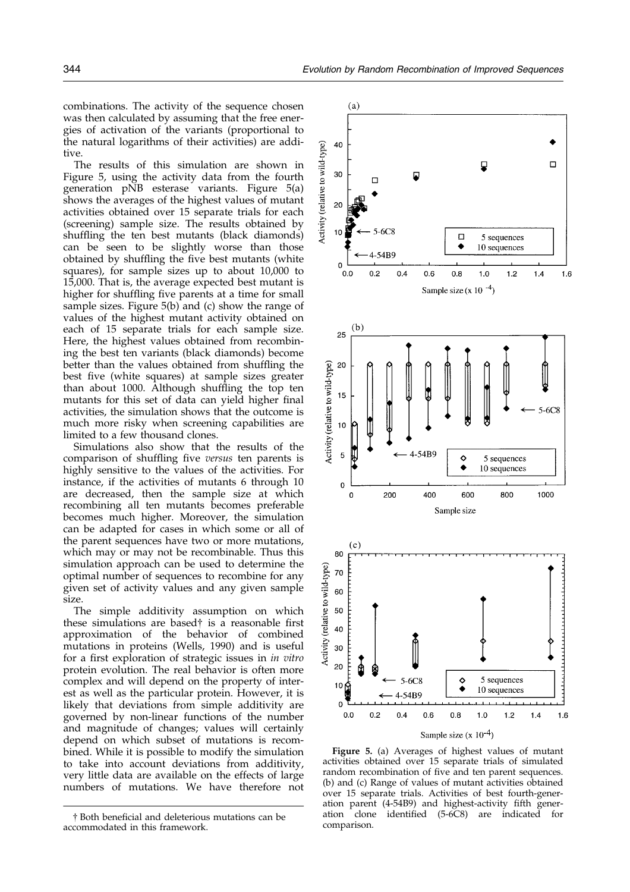combinations. The activity of the sequence chosen was then calculated by assuming that the free energies of activation of the variants (proportional to the natural logarithms of their activities) are additive.

The results of this simulation are shown in Figure 5, using the activity data from the fourth generation pNB esterase variants. Figure 5(a) shows the averages of the highest values of mutant activities obtained over 15 separate trials for each (screening) sample size. The results obtained by shuffling the ten best mutants (black diamonds) can be seen to be slightly worse than those obtained by shuffling the five best mutants (white squares), for sample sizes up to about 10,000 to 15,000. That is, the average expected best mutant is higher for shuffling five parents at a time for small sample sizes. Figure 5(b) and (c) show the range of values of the highest mutant activity obtained on each of 15 separate trials for each sample size. Here, the highest values obtained from recombining the best ten variants (black diamonds) become better than the values obtained from shuffling the best five (white squares) at sample sizes greater than about 1000. Although shuffling the top ten mutants for this set of data can yield higher final activities, the simulation shows that the outcome is much more risky when screening capabilities are limited to a few thousand clones.

Simulations also show that the results of the comparison of shuffling five *versus* ten parents is highly sensitive to the values of the activities. For instance, if the activities of mutants 6 through 10 are decreased, then the sample size at which recombining all ten mutants becomes preferable becomes much higher. Moreover, the simulation can be adapted for cases in which some or all of the parent sequences have two or more mutations, which may or may not be recombinable. Thus this simulation approach can be used to determine the optimal number of sequences to recombine for any given set of activity values and any given sample size.

The simple additivity assumption on which these simulations are based† is a reasonable first approximation of the behavior of combined mutations in proteins (Wells, 1990) and is useful for a first exploration of strategic issues in *in vitro* protein evolution. The real behavior is often more complex and will depend on the property of interest as well as the particular protein. However, it is likely that deviations from simple additivity are governed by non-linear functions of the number and magnitude of changes; values will certainly depend on which subset of mutations is recombined. While it is possible to modify the simulation to take into account deviations from additivity, very little data are available on the effects of large numbers of mutations. We have therefore not

† Both beneficial and deleterious mutations can be accommodated in this framework.

**Figure 5.** (a) Averages of highest values of mutant activities obtained over 15 separate trials of simulated random recombination of five and ten parent sequences. (b) and (c) Range of values of mutant activities obtained over 15 separate trials. Activities of best fourth-generation parent (4-54B9) and highest-activity fifth generation clone identified (5-6C8) are indicated for comparison.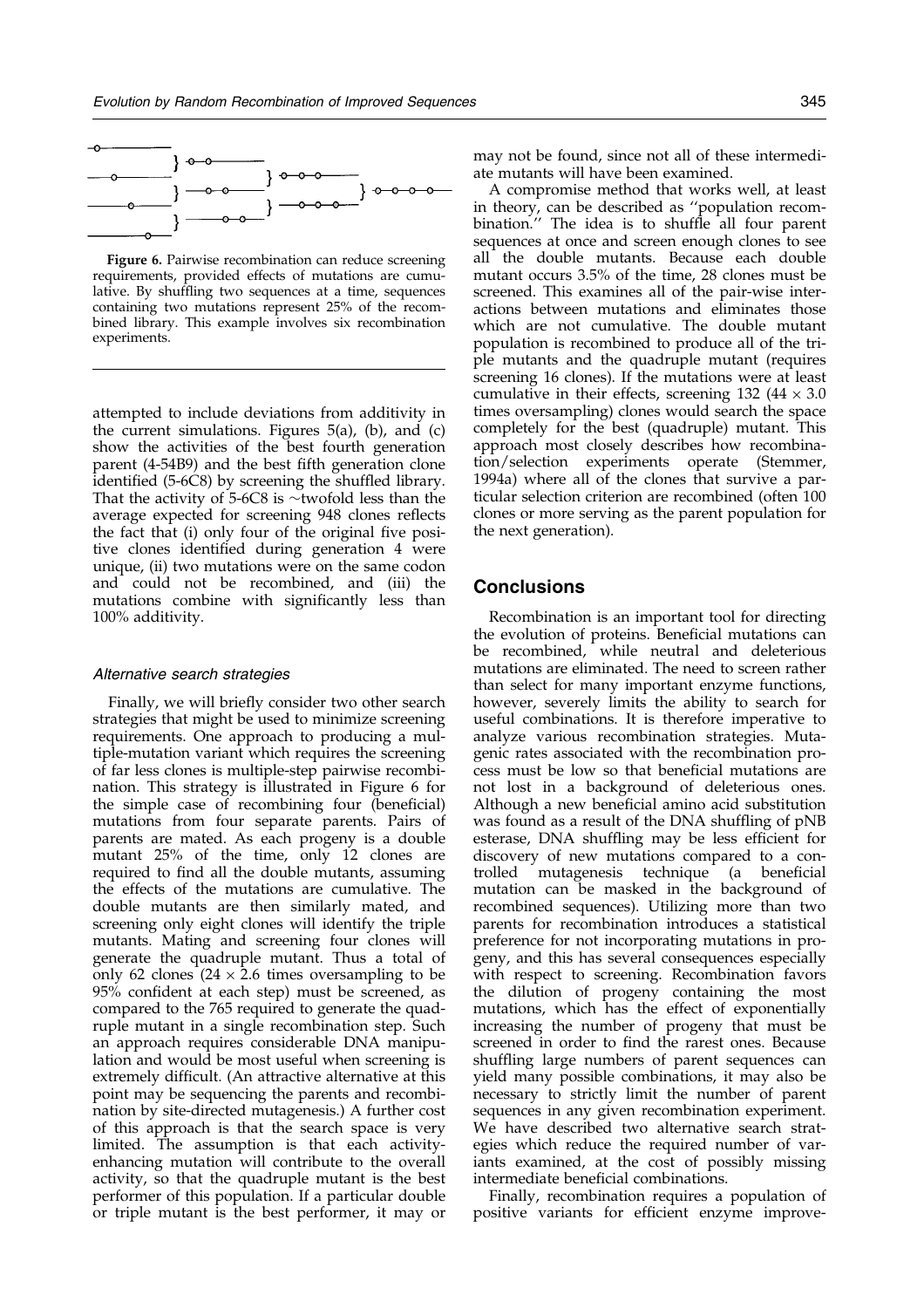**Figure 6.** Pairwise recombination can reduce screening requirements, provided effects of mutations are cumulative. By shuffling two sequences at a time, sequences containing two mutations represent 25% of the recombined library. This example involves six recombination experiments.

attempted to include deviations from additivity in the current simulations. Figures 5(a), (b), and (c) show the activities of the best fourth generation parent (4-54B9) and the best fifth generation clone identified (5-6C8) by screening the shuffled library. That the activity of 5-6C8 is ~twofold less than the average expected for screening 948 clones reflects the fact that (i) only four of the original five positive clones identified during generation 4 were unique, (ii) two mutations were on the same codon and could not be recombined, and (iii) the mutations combine with significantly less than 100% additivity.

### *Alternative search strategies*

Finally, we will briefly consider two other search strategies that might be used to minimize screening requirements. One approach to producing a multiple-mutation variant which requires the screening of far less clones is multiple-step pairwise recombination. This strategy is illustrated in Figure 6 for the simple case of recombining four (beneficial) mutations from four separate parents. Pairs of parents are mated. As each progeny is a double mutant 25% of the time, only 12 clones are required to find all the double mutants, assuming the effects of the mutations are cumulative. The double mutants are then similarly mated, and screening only eight clones will identify the triple mutants. Mating and screening four clones will generate the quadruple mutant. Thus a total of only 62 clones ($24 \times 2.6$ times oversampling to be 95% confident at each step) must be screened, as compared to the 765 required to generate the quadruple mutant in a single recombination step. Such an approach requires considerable DNA manipulation and would be most useful when screening is extremely difficult. (An attractive alternative at this point may be sequencing the parents and recombination by site-directed mutagenesis.) A further cost of this approach is that the search space is very limited. The assumption is that each activity-enhancing mutation will contribute to the overall activity, so that the quadruple mutant is the best performer of this population. If a particular double or triple mutant is the best performer, it may or may not be found, since not all of these intermediate mutants will have been examined.

A compromise method that works well, at least in theory, can be described as "population recombination." The idea is to shuffle all four parent sequences at once and screen enough clones to see all the double mutants. Because each double mutant occurs 3.5% of the time, 28 clones must be screened. This examines all of the pair-wise interactions between mutations and eliminates those which are not cumulative. The double mutant population is recombined to produce all of the triple mutants and the quadruple mutant (requires screening 16 clones). If the mutations were at least cumulative in their effects, screening 132 ($44 \times 3.0$ times oversampling) clones would search the space completely for the best (quadruple) mutant. This approach most closely describes how recombination/selection experiments operate (Stemmer, 1994a) where all of the clones that survive a particular selection criterion are recombined (often 100 clones or more serving as the parent population for the next generation).

## Conclusions

Recombination is an important tool for directing the evolution of proteins. Beneficial mutations can be recombined, while neutral and deleterious mutations are eliminated. The need to screen rather than select for many important enzyme functions, however, severely limits the ability to search for useful combinations. It is therefore imperative to analyze various recombination strategies. Mutagenic rates associated with the recombination process must be low so that beneficial mutations are not lost in a background of deleterious ones. Although a new beneficial amino acid substitution was found as a result of the DNA shuffling of pNB esterase, DNA shuffling may be less efficient for discovery of new mutations compared to a controlled mutagenesis technique (a beneficial mutation can be masked in the background of recombined sequences). Utilizing more than two parents for recombination introduces a statistical preference for not incorporating mutations in progeny, and this has several consequences especially with respect to screening. Recombination favors the dilution of progeny containing the most mutations, which has the effect of exponentially increasing the number of progeny that must be screened in order to find the rarest ones. Because shuffling large numbers of parent sequences can yield many possible combinations, it may also be necessary to strictly limit the number of parent sequences in any given recombination experiment. We have described two alternative search strategies which reduce the required number of variants examined, at the cost of possibly missing intermediate beneficial combinations.

Finally, recombination requires a population of positive variants for efficient enzyme improve-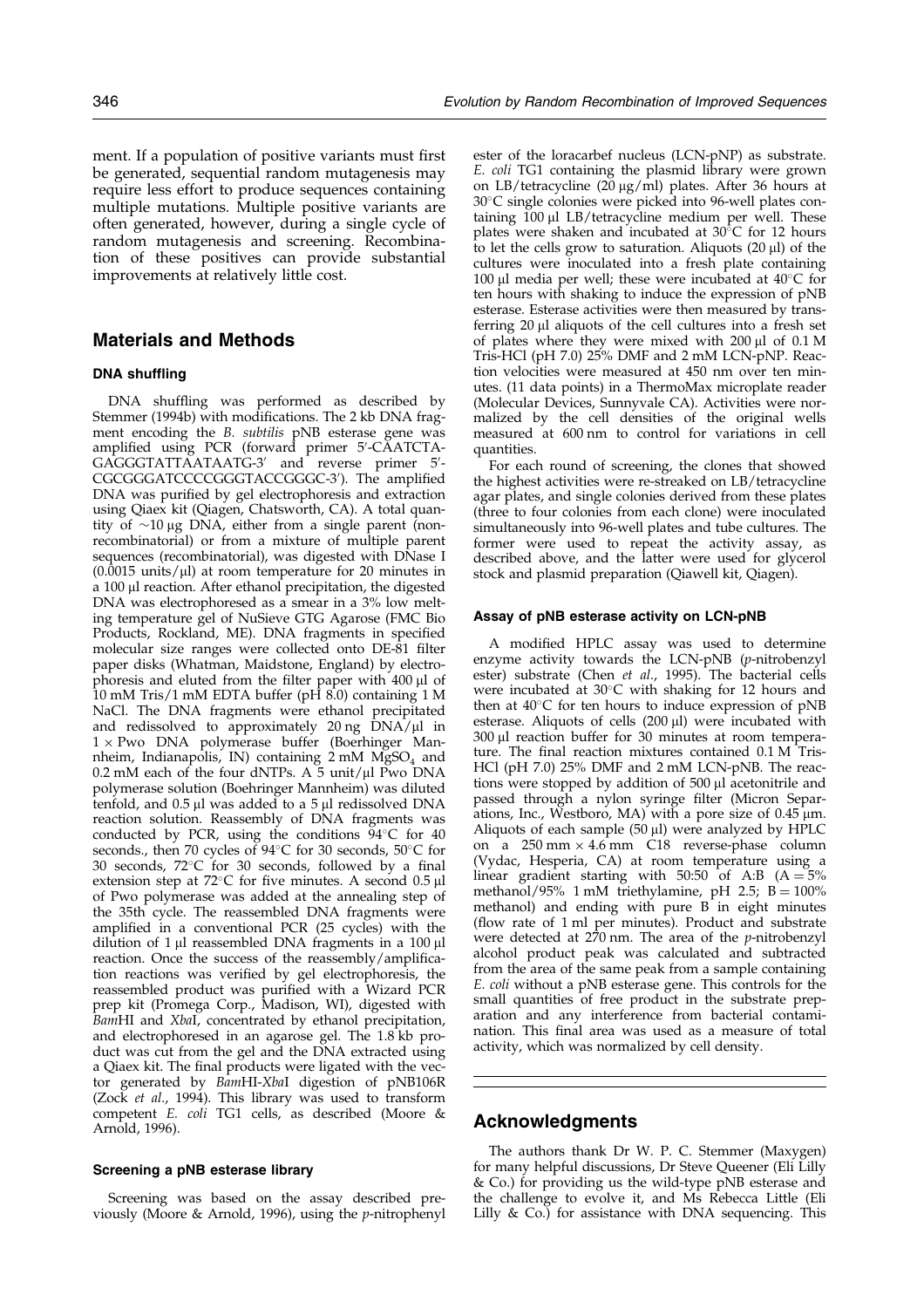ment. If a population of positive variants must first be generated, sequential random mutagenesis may require less effort to produce sequences containing multiple mutations. Multiple positive variants are often generated, however, during a single cycle of random mutagenesis and screening. Recombination of these positives can provide substantial improvements at relatively little cost.

## Materials and Methods

### DNA shuffling

DNA shuffling was performed as described by Stemmer (1994b) with modifications. The 2 kb DNA fragment encoding the *B. subtilis* pNB esterase gene was amplified using PCR (forward primer 5′-CAATCTAGAGGGTATTAATAATG-3′ and reverse primer 5′-CGCGGGATCCCCGGGTACCGGGC-3′). The amplified DNA was purified by gel electrophoresis and extraction using Qiaex kit (Qiagen, Chatsworth, CA). A total quantity of ∼10 μg DNA, either from a single parent (nonrecombinatorial) or from a mixture of multiple parent sequences (recombinatorial), was digested with DNase I (0.0015 units/μl) at room temperature for 20 minutes in a 100 μl reaction. After ethanol precipitation, the digested DNA was electrophoresed as a smear in a 3% low melting temperature gel of NuSieve GTG Agarose (FMC Bio Products, Rockland, ME). DNA fragments in specified molecular size ranges were collected onto DE-81 filter paper disks (Whatman, Maidstone, England) by electrophoresis and eluted from the filter paper with 400 μl of 10 mM Tris/1 mM EDTA buffer (pH 8.0) containing 1 M NaCl. The DNA fragments were ethanol precipitated and redissolved to approximately 20 ng DNA/μl in 1 × Pwo DNA polymerase buffer (Boerhinger Mannheim, Indianapolis, IN) containing 2 mM $MgSO_4$ and 0.2 mM each of the four dNTPs. A 5 unit/μl Pwo DNA polymerase solution (Boehringer Mannheim) was diluted tenfold, and 0.5 μl was added to a 5 μl redissolved DNA reaction solution. Reassembly of DNA fragments was conducted by PCR, using the conditions 94°C for 40 seconds., then 70 cycles of 94°C for 30 seconds, 50°C for 30 seconds, 72°C for 30 seconds, followed by a final extension step at 72°C for five minutes. A second 0.5 μl of Pwo polymerase was added at the annealing step of the 35th cycle. The reassembled DNA fragments were amplified in a conventional PCR (25 cycles) with the dilution of 1 μl reassembled DNA fragments in a 100 μl reaction. Once the success of the reassembly/amplification reactions was verified by gel electrophoresis, the reassembled product was purified with a Wizard PCR prep kit (Promega Corp., Madison, WI), digested with *Bam*HI and *Xba*I, concentrated by ethanol precipitation, and electrophoresed in an agarose gel. The 1.8 kb product was cut from the gel and the DNA extracted using a Qiaex kit. The final products were ligated with the vector generated by *Bam*HI-*Xba*I digestion of pNB106R (Zock *et al*., 1994). This library was used to transform competent *E. coli* TG1 cells, as described (Moore & Arnold, 1996).

### Screening a pNB esterase library

Screening was based on the assay described previously (Moore & Arnold, 1996), using the *p*-nitrophenyl ester of the loracarbef nucleus (LCN-pNP) as substrate. *E. coli* TG1 containing the plasmid library were grown on LB/tetracycline (20 μg/ml) plates. After 36 hours at 30°C single colonies were picked into 96-well plates containing 100 μl LB/tetracycline medium per well. These plates were shaken and incubated at 30°C for 12 hours to let the cells grow to saturation. Aliquots (20 μl) of the cultures were inoculated into a fresh plate containing 100 μl media per well; these were incubated at 40°C for ten hours with shaking to induce the expression of pNB esterase. Esterase activities were then measured by transferring 20 μl aliquots of the cell cultures into a fresh set of plates where they were mixed with 200 μl of 0.1 M Tris-HCl (pH 7.0) 25% DMF and 2 mM LCN-pNP. Reaction velocities were measured at 450 nm over ten minutes. (11 data points) in a ThermoMax microplate reader (Molecular Devices, Sunnyvale CA). Activities were normalized by the cell densities of the original wells measured at 600 nm to control for variations in cell quantities.

For each round of screening, the clones that showed the highest activities were re-streaked on LB/tetracycline agar plates, and single colonies derived from these plates (three to four colonies from each clone) were inoculated simultaneously into 96-well plates and tube cultures. The former were used to repeat the activity assay, as described above, and the latter were used for glycerol stock and plasmid preparation (Qiawell kit, Qiagen).

### Assay of pNB esterase activity on LCN-pNB

A modified HPLC assay was used to determine enzyme activity towards the LCN-pNB (*p*-nitrobenzyl ester) substrate (Chen *et al*., 1995). The bacterial cells were incubated at 30°C with shaking for 12 hours and then at 40°C for ten hours to induce expression of pNB esterase. Aliquots of cells (200 μl) were incubated with 300 μl reaction buffer for 30 minutes at room temperature. The final reaction mixtures contained 0.1 M Tris-HCl (pH 7.0) 25% DMF and 2 mM LCN-pNB. The reactions were stopped by addition of 500 μl acetonitrile and passed through a nylon syringe filter (Micron Separations, Inc., Westboro, MA) with a pore size of 0.45 μm. Aliquots of each sample (50 μl) were analyzed by HPLC on a 250 mm × 4.6 mm C18 reverse-phase column (Vydac, Hesperia, CA) at room temperature using a linear gradient starting with 50:50 of A:B (A = 5% methanol/95% 1 mM triethylamine, pH 2.5; B = 100% methanol) and ending with pure B in eight minutes (flow rate of 1 ml per minutes). Product and substrate were detected at 270 nm. The area of the *p*-nitrobenzyl alcohol product peak was calculated and subtracted from the area of the same peak from a sample containing *E. coli* without a pNB esterase gene. This controls for the small quantities of free product in the substrate preparation and any interference from bacterial contamination. This final area was used as a measure of total activity, which was normalized by cell density.

## Acknowledgments

The authors thank Dr W. P. C. Stemmer (Maxygen) for many helpful discussions, Dr Steve Queener (Eli Lilly & Co.) for providing us the wild-type pNB esterase and the challenge to evolve it, and Ms Rebecca Little (Eli Lilly & Co.) for assistance with DNA sequencing. This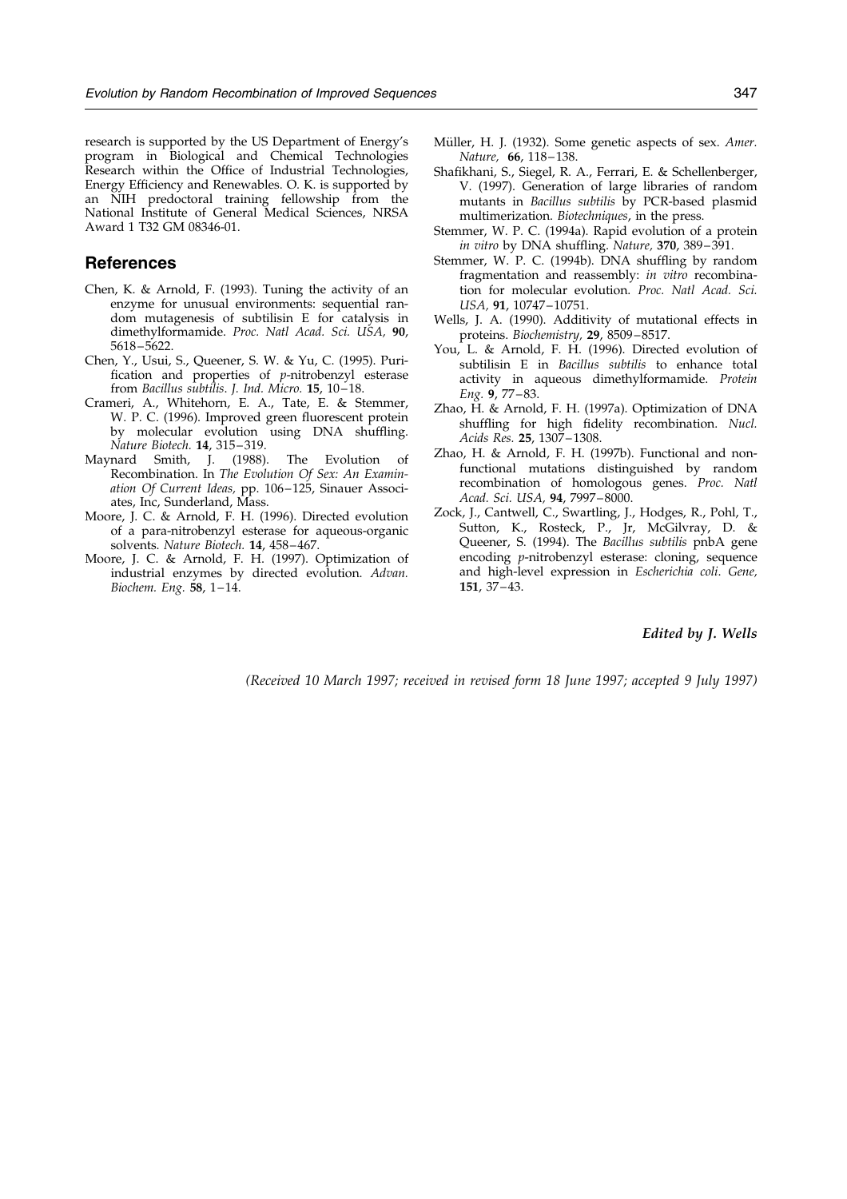research is supported by the US Department of Energy's program in Biological and Chemical Technologies Research within the Office of Industrial Technologies, Energy Efficiency and Renewables. O. K. is supported by an NIH predoctoral training fellowship from the National Institute of General Medical Sciences, NRSA Award 1 T32 GM 08346-01.

## References

Chen, K. & Arnold, F. (1993). Tuning the activity of an enzyme for unusual environments: sequential random mutagenesis of subtilisin E for catalysis in dimethylformamide. *Proc. Natl Acad. Sci. USA,* **90**, 5618–5622.

Chen, Y., Usui, S., Queener, S. W. & Yu, C. (1995). Purification and properties of *p*-nitrobenzyl esterase from *Bacillus subtilis*. *J. Ind. Micro.* **15**, 10–18.

Crameri, A., Whitehorn, E. A., Tate, E. & Stemmer, W. P. C. (1996). Improved green fluorescent protein by molecular evolution using DNA shuffling. *Nature Biotech.* **14**, 315–319.

Maynard Smith, J. (1988). The Evolution of Recombination. In *The Evolution Of Sex: An Examination Of Current Ideas*, pp. 106–125, Sinauer Associates, Inc, Sunderland, Mass.

Moore, J. C. & Arnold, F. H. (1996). Directed evolution of a para-nitrobenzyl esterase for aqueous-organic solvents. *Nature Biotech.* **14**, 458–467.

Moore, J. C. & Arnold, F. H. (1997). Optimization of industrial enzymes by directed evolution. *Advan. Biochem. Eng.* **58**, 1–14.

Müller, H. J. (1932). Some genetic aspects of sex. *Amer. Nature,* **66**, 118–138.

Shafikhani, S., Siegel, R. A., Ferrari, E. & Schellenberger, V. (1997). Generation of large libraries of random mutants in *Bacillus subtilis* by PCR-based plasmid multimerization. *Biotechniques*, in the press.

Stemmer, W. P. C. (1994a). Rapid evolution of a protein *in vitro* by DNA shuffling. *Nature,* **370**, 389–391.

Stemmer, W. P. C. (1994b). DNA shuffling by random fragmentation and reassembly: *in vitro* recombination for molecular evolution. *Proc. Natl Acad. Sci. USA,* **91**, 10747–10751.

Wells, J. A. (1990). Additivity of mutational effects in proteins. *Biochemistry,* **29**, 8509–8517.

You, L. & Arnold, F. H. (1996). Directed evolution of subtilisin E in *Bacillus subtilis* to enhance total activity in aqueous dimethylformamide. *Protein Eng.* **9**, 77–83.

Zhao, H. & Arnold, F. H. (1997a). Optimization of DNA shuffling for high fidelity recombination. *Nucl. Acids Res.* **25**, 1307–1308.

Zhao, H. & Arnold, F. H. (1997b). Functional and nonfunctional mutations distinguished by random recombination of homologous genes. *Proc. Natl Acad. Sci. USA,* **94**, 7997–8000.

Zock, J., Cantwell, C., Swartling, J., Hodges, R., Pohl, T., Sutton, K., Rosteck, P., Jr, McGilvray, D. & Queener, S. (1994). The *Bacillus subtilis* pnbA gene encoding *p*-nitrobenzyl esterase: cloning, sequence and high-level expression in *Escherichia coli*. *Gene,* **151**, 37–43.

***Edited by J. Wells***

*(Received 10 March 1997; received in revised form 18 June 1997; accepted 9 July 1997)*